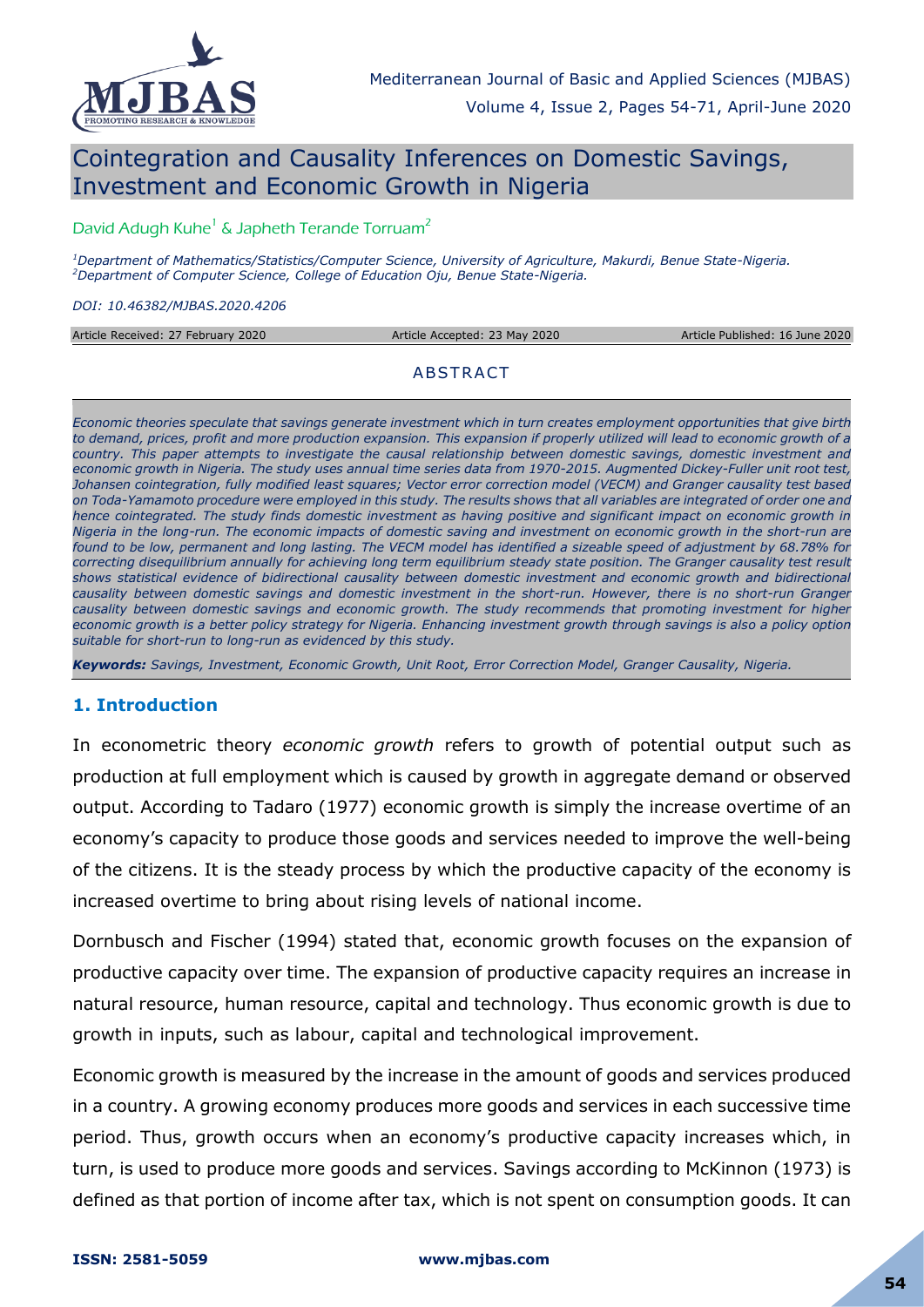# Cointegration and Causality Inferences on Domestic Savings, Investment and Economic Growth in Nigeria

David Adugh Kuhe[1] & Japheth Terande Torruam[2]

[1]Department of Mathematics/Statistics/Computer Science, University of Agriculture, Makurdi, Benue State-Nigeria.
[2]Department of Computer Science, College of Education Oju, Benue State-Nigeria.

*DOI: 10.46382/MJBAS.2020.4206*

Article Received: 27 February 2020 | Article Accepted: 23 May 2020 | Article Published: 16 June 2020

## ABSTRACT

*Economic theories speculate that savings generate investment which in turn creates employment opportunities that give birth to demand, prices, profit and more production expansion. This expansion if properly utilized will lead to economic growth of a country. This paper attempts to investigate the causal relationship between domestic savings, domestic investment and economic growth in Nigeria. The study uses annual time series data from 1970-2015. Augmented Dickey-Fuller unit root test, Johansen cointegration, fully modified least squares; Vector error correction model (VECM) and Granger causality test based on Toda-Yamamoto procedure were employed in this study. The results shows that all variables are integrated of order one and hence cointegrated. The study finds domestic investment as having positive and significant impact on economic growth in Nigeria in the long-run. The economic impacts of domestic saving and investment on economic growth in the short-run are found to be low, permanent and long lasting. The VECM model has identified a sizeable speed of adjustment by 68.78% for correcting disequilibrium annually for achieving long term equilibrium steady state position. The Granger causality test result shows statistical evidence of bidirectional causality between domestic investment and economic growth and bidirectional causality between domestic savings and domestic investment in the short-run. However, there is no short-run Granger causality between domestic savings and economic growth. The study recommends that promoting investment for higher economic growth is a better policy strategy for Nigeria. Enhancing investment growth through savings is also a policy option suitable for short-run to long-run as evidenced by this study.*

***Keywords:*** *Savings, Investment, Economic Growth, Unit Root, Error Correction Model, Granger Causality, Nigeria.*

## 1. Introduction

In econometric theory *economic growth* refers to growth of potential output such as production at full employment which is caused by growth in aggregate demand or observed output. According to Tadaro (1977) economic growth is simply the increase overtime of an economy's capacity to produce those goods and services needed to improve the well-being of the citizens. It is the steady process by which the productive capacity of the economy is increased overtime to bring about rising levels of national income.

Dornbusch and Fischer (1994) stated that, economic growth focuses on the expansion of productive capacity over time. The expansion of productive capacity requires an increase in natural resource, human resource, capital and technology. Thus economic growth is due to growth in inputs, such as labour, capital and technological improvement.

Economic growth is measured by the increase in the amount of goods and services produced in a country. A growing economy produces more goods and services in each successive time period. Thus, growth occurs when an economy's productive capacity increases which, in turn, is used to produce more goods and services. Savings according to McKinnon (1973) is defined as that portion of income after tax, which is not spent on consumption goods. It can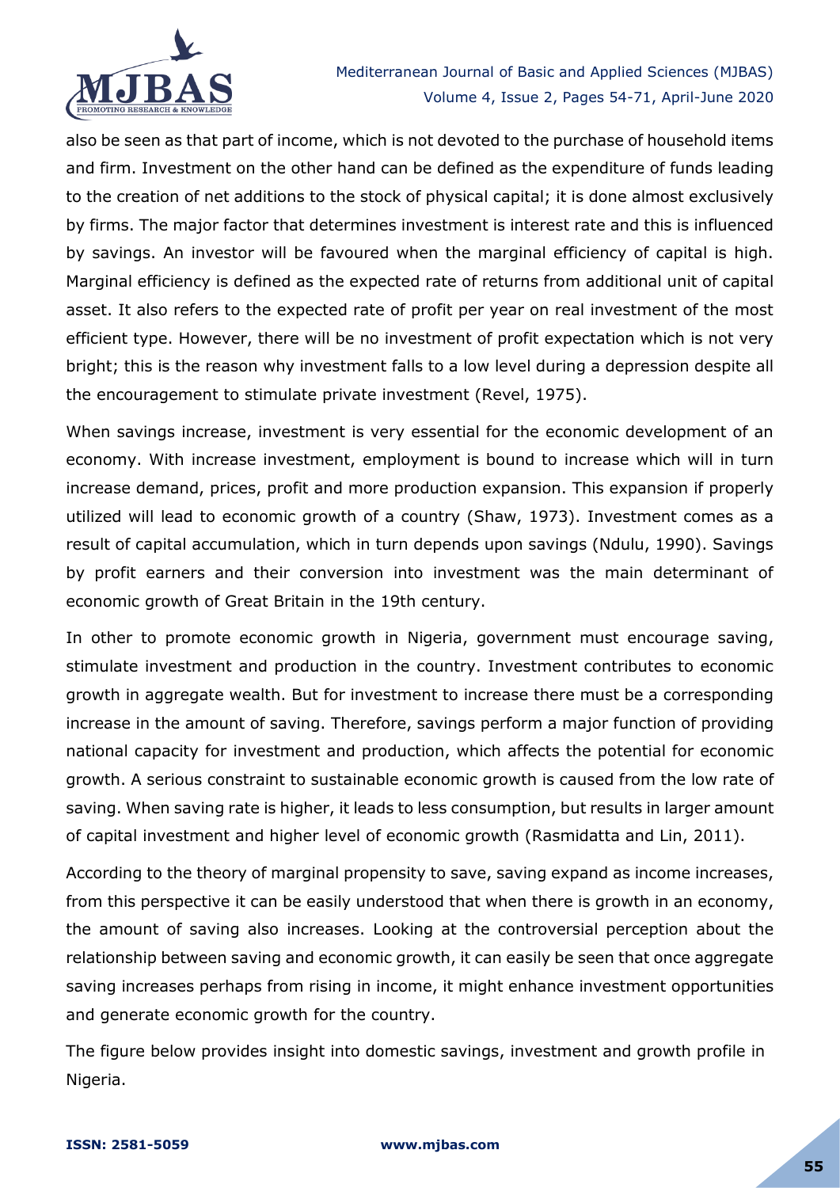also be seen as that part of income, which is not devoted to the purchase of household items and firm. Investment on the other hand can be defined as the expenditure of funds leading to the creation of net additions to the stock of physical capital; it is done almost exclusively by firms. The major factor that determines investment is interest rate and this is influenced by savings. An investor will be favoured when the marginal efficiency of capital is high. Marginal efficiency is defined as the expected rate of returns from additional unit of capital asset. It also refers to the expected rate of profit per year on real investment of the most efficient type. However, there will be no investment of profit expectation which is not very bright; this is the reason why investment falls to a low level during a depression despite all the encouragement to stimulate private investment (Revel, 1975).

When savings increase, investment is very essential for the economic development of an economy. With increase investment, employment is bound to increase which will in turn increase demand, prices, profit and more production expansion. This expansion if properly utilized will lead to economic growth of a country (Shaw, 1973). Investment comes as a result of capital accumulation, which in turn depends upon savings (Ndulu, 1990). Savings by profit earners and their conversion into investment was the main determinant of economic growth of Great Britain in the 19th century.

In other to promote economic growth in Nigeria, government must encourage saving, stimulate investment and production in the country. Investment contributes to economic growth in aggregate wealth. But for investment to increase there must be a corresponding increase in the amount of saving. Therefore, savings perform a major function of providing national capacity for investment and production, which affects the potential for economic growth. A serious constraint to sustainable economic growth is caused from the low rate of saving. When saving rate is higher, it leads to less consumption, but results in larger amount of capital investment and higher level of economic growth (Rasmidatta and Lin, 2011).

According to the theory of marginal propensity to save, saving expand as income increases, from this perspective it can be easily understood that when there is growth in an economy, the amount of saving also increases. Looking at the controversial perception about the relationship between saving and economic growth, it can easily be seen that once aggregate saving increases perhaps from rising in income, it might enhance investment opportunities and generate economic growth for the country.

The figure below provides insight into domestic savings, investment and growth profile in Nigeria.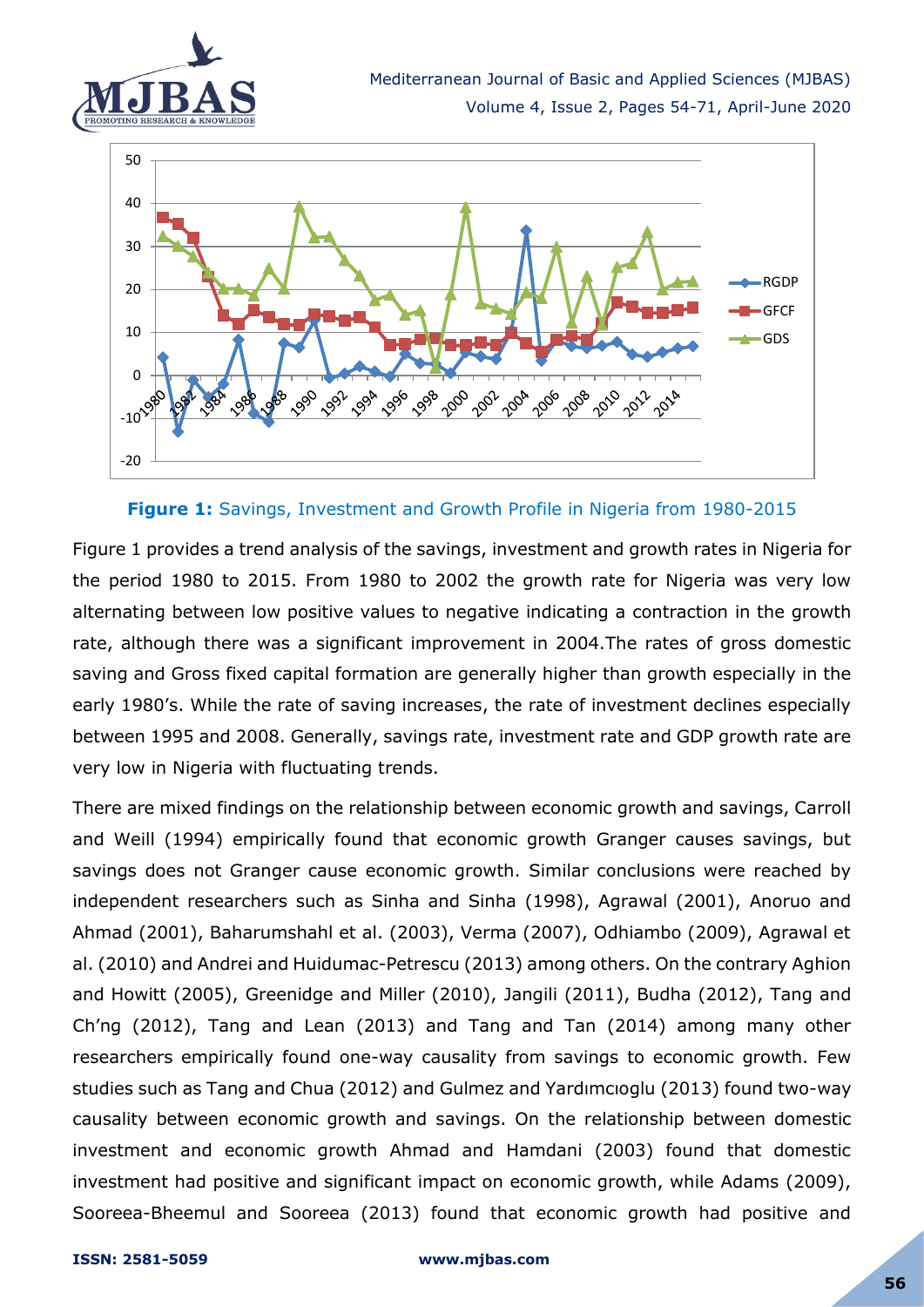**Figure 1:** Savings, Investment and Growth Profile in Nigeria from 1980-2015

Figure 1 provides a trend analysis of the savings, investment and growth rates in Nigeria for the period 1980 to 2015. From 1980 to 2002 the growth rate for Nigeria was very low alternating between low positive values to negative indicating a contraction in the growth rate, although there was a significant improvement in 2004.The rates of gross domestic saving and Gross fixed capital formation are generally higher than growth especially in the early 1980's. While the rate of saving increases, the rate of investment declines especially between 1995 and 2008. Generally, savings rate, investment rate and GDP growth rate are very low in Nigeria with fluctuating trends.

There are mixed findings on the relationship between economic growth and savings, Carroll and Weill (1994) empirically found that economic growth Granger causes savings, but savings does not Granger cause economic growth. Similar conclusions were reached by independent researchers such as Sinha and Sinha (1998), Agrawal (2001), Anoruo and Ahmad (2001), Baharumshahl et al. (2003), Verma (2007), Odhiambo (2009), Agrawal et al. (2010) and Andrei and Huidumac-Petrescu (2013) among others. On the contrary Aghion and Howitt (2005), Greenidge and Miller (2010), Jangili (2011), Budha (2012), Tang and Ch'ng (2012), Tang and Lean (2013) and Tang and Tan (2014) among many other researchers empirically found one-way causality from savings to economic growth. Few studies such as Tang and Chua (2012) and Gulmez and Yardımcıoglu (2013) found two-way causality between economic growth and savings. On the relationship between domestic investment and economic growth Ahmad and Hamdani (2003) found that domestic investment had positive and significant impact on economic growth, while Adams (2009), Sooreea-Bheemul and Sooreea (2013) found that economic growth had positive and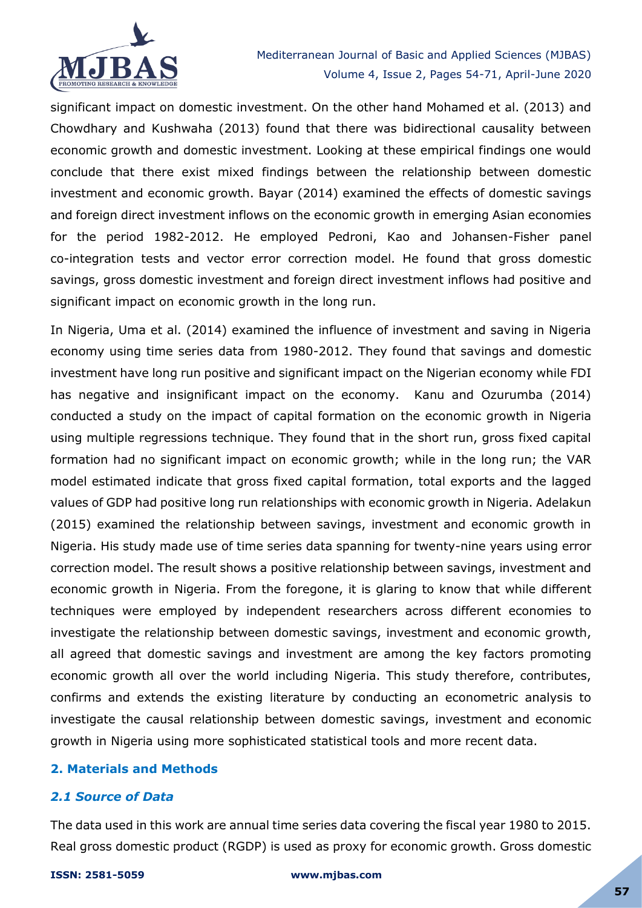significant impact on domestic investment. On the other hand Mohamed et al. (2013) and Chowdhary and Kushwaha (2013) found that there was bidirectional causality between economic growth and domestic investment. Looking at these empirical findings one would conclude that there exist mixed findings between the relationship between domestic investment and economic growth. Bayar (2014) examined the effects of domestic savings and foreign direct investment inflows on the economic growth in emerging Asian economies for the period 1982-2012. He employed Pedroni, Kao and Johansen-Fisher panel co-integration tests and vector error correction model. He found that gross domestic savings, gross domestic investment and foreign direct investment inflows had positive and significant impact on economic growth in the long run.

In Nigeria, Uma et al. (2014) examined the influence of investment and saving in Nigeria economy using time series data from 1980-2012. They found that savings and domestic investment have long run positive and significant impact on the Nigerian economy while FDI has negative and insignificant impact on the economy. Kanu and Ozurumba (2014) conducted a study on the impact of capital formation on the economic growth in Nigeria using multiple regressions technique. They found that in the short run, gross fixed capital formation had no significant impact on economic growth; while in the long run; the VAR model estimated indicate that gross fixed capital formation, total exports and the lagged values of GDP had positive long run relationships with economic growth in Nigeria. Adelakun (2015) examined the relationship between savings, investment and economic growth in Nigeria. His study made use of time series data spanning for twenty-nine years using error correction model. The result shows a positive relationship between savings, investment and economic growth in Nigeria. From the foregone, it is glaring to know that while different techniques were employed by independent researchers across different economies to investigate the relationship between domestic savings, investment and economic growth, all agreed that domestic savings and investment are among the key factors promoting economic growth all over the world including Nigeria. This study therefore, contributes, confirms and extends the existing literature by conducting an econometric analysis to investigate the causal relationship between domestic savings, investment and economic growth in Nigeria using more sophisticated statistical tools and more recent data.

## 2. Materials and Methods

### *2.1 Source of Data*

The data used in this work are annual time series data covering the fiscal year 1980 to 2015. Real gross domestic product (RGDP) is used as proxy for economic growth. Gross domestic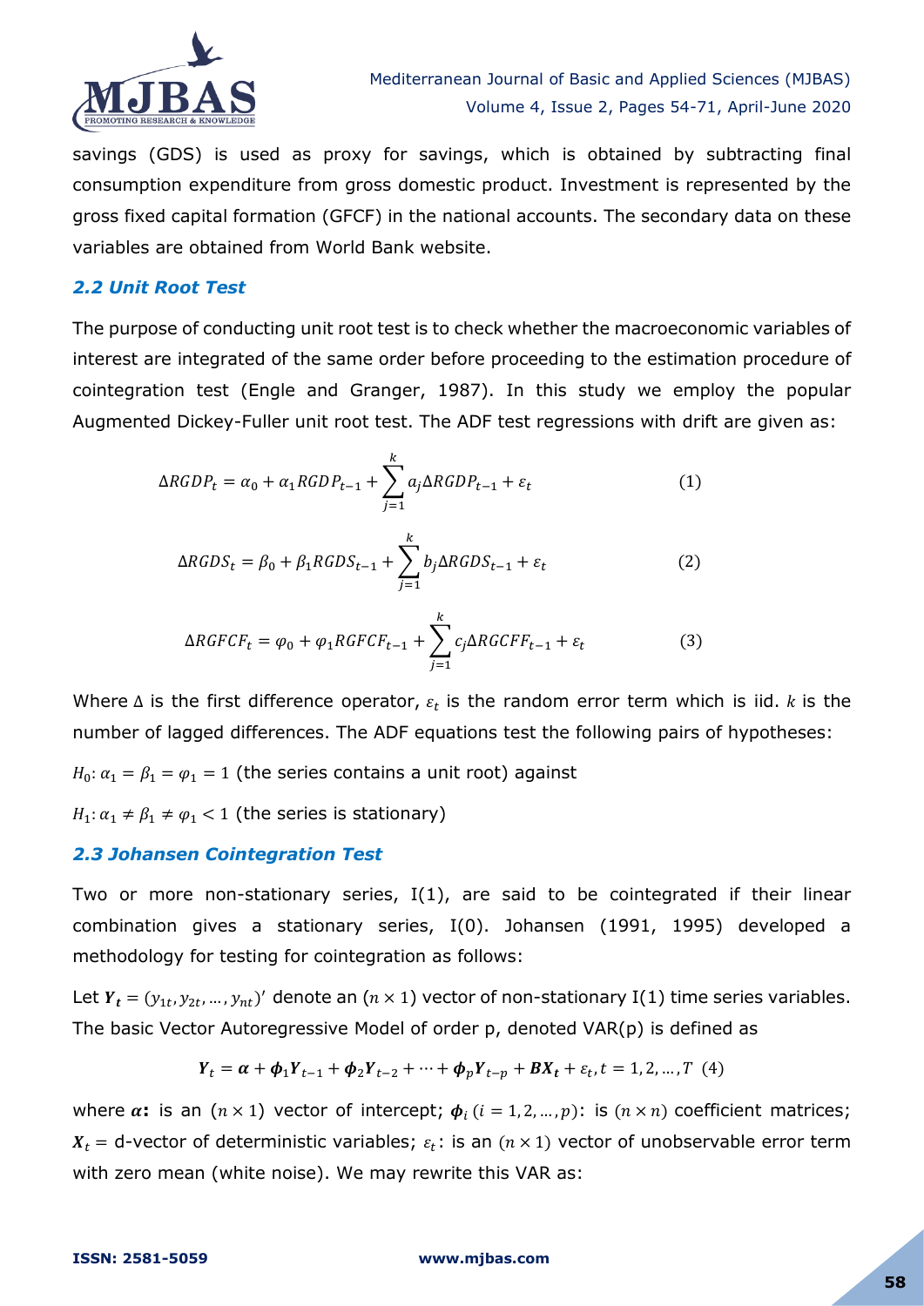savings (GDS) is used as proxy for savings, which is obtained by subtracting final consumption expenditure from gross domestic product. Investment is represented by the gross fixed capital formation (GFCF) in the national accounts. The secondary data on these variables are obtained from World Bank website.

### *2.2 Unit Root Test*

The purpose of conducting unit root test is to check whether the macroeconomic variables of interest are integrated of the same order before proceeding to the estimation procedure of cointegration test (Engle and Granger, 1987). In this study we employ the popular Augmented Dickey-Fuller unit root test. The ADF test regressions with drift are given as:

$$\Delta RGDP_t = \alpha_0 + \alpha_1 RGDP_{t-1} + \sum_{j=1}^{k} a_j \Delta RGDP_{t-1} + \varepsilon_t \quad (1)$$

$$\Delta RGDS_t = \beta_0 + \beta_1 RGDS_{t-1} + \sum_{j=1}^{k} b_j \Delta RGDS_{t-1} + \varepsilon_t \quad (2)$$

$$\Delta RGFCF_t = \varphi_0 + \varphi_1 RGFCF_{t-1} + \sum_{j=1}^{k} c_j \Delta RGCFF_{t-1} + \varepsilon_t \quad (3)$$

Where $\Delta$ is the first difference operator, $\varepsilon_t$ is the random error term which is iid. $k$ is the number of lagged differences. The ADF equations test the following pairs of hypotheses:

$H_0: \alpha_1 = \beta_1 = \varphi_1 = 1$ (the series contains a unit root) against

$H_1: \alpha_1 \neq \beta_1 \neq \varphi_1 < 1$ (the series is stationary)

### *2.3 Johansen Cointegration Test*

Two or more non-stationary series, I(1), are said to be cointegrated if their linear combination gives a stationary series, I(0). Johansen (1991, 1995) developed a methodology for testing for cointegration as follows:

Let $\boldsymbol{Y_t} = (y_{1t}, y_{2t}, \dots, y_{nt})'$ denote an $(n \times 1)$ vector of non-stationary I(1) time series variables. The basic Vector Autoregressive Model of order p, denoted VAR(p) is defined as

$$\boldsymbol{Y}_t = \boldsymbol{\alpha} + \boldsymbol{\phi}_1 \boldsymbol{Y}_{t-1} + \boldsymbol{\phi}_2 \boldsymbol{Y}_{t-2} + \cdots + \boldsymbol{\phi}_p \boldsymbol{Y}_{t-p} + \boldsymbol{B}\boldsymbol{X_t} + \varepsilon_t, t = 1, 2, \dots, T \quad (4)$$

where $\boldsymbol{\alpha}$**:** is an $(n \times 1)$ vector of intercept; $\boldsymbol{\phi}_i$ $(i = 1, 2, \dots, p)$: is $(n \times n)$ coefficient matrices; $\boldsymbol{X_t}$ = d-vector of deterministic variables; $\varepsilon_t$: is an $(n \times 1)$ vector of unobservable error term with zero mean (white noise). We may rewrite this VAR as: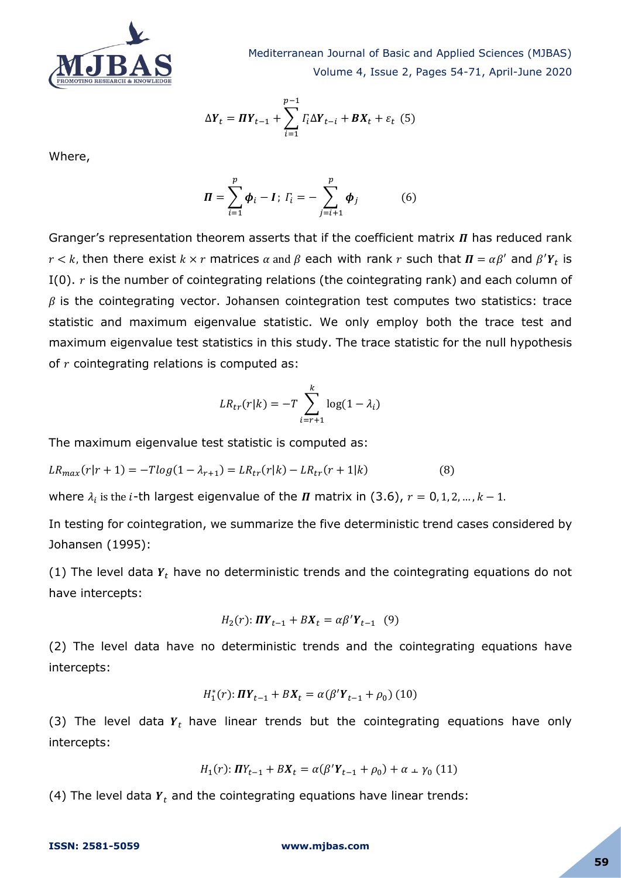$$\Delta \boldsymbol{Y}_t = \boldsymbol{\Pi} \boldsymbol{Y}_{t-1} + \sum_{i=1}^{p-1} \Gamma_i \Delta \boldsymbol{Y}_{t-i} + \boldsymbol{B} \boldsymbol{X}_t + \varepsilon_t \quad (5)$$

Where,

$$\boldsymbol{\Pi} = \sum_{i=1}^{p} \boldsymbol{\phi}_i - \boldsymbol{I}; \; \Gamma_i = -\sum_{j=i+1}^{p} \boldsymbol{\phi}_j \qquad (6)$$

Granger's representation theorem asserts that if the coefficient matrix $\boldsymbol{\Pi}$ has reduced rank $r < k$, then there exist $k \times r$ matrices $\alpha$ and $\beta$ each with rank $r$ such that $\boldsymbol{\Pi} = \alpha\beta'$ and $\beta' \boldsymbol{Y}_t$ is I(0). $r$ is the number of cointegrating relations (the cointegrating rank) and each column of $\beta$ is the cointegrating vector. Johansen cointegration test computes two statistics: trace statistic and maximum eigenvalue statistic. We only employ both the trace test and maximum eigenvalue test statistics in this study. The trace statistic for the null hypothesis of $r$ cointegrating relations is computed as:

$$LR_{tr}(r|k) = -T \sum_{i=r+1}^{k} \log(1 - \lambda_i)$$

The maximum eigenvalue test statistic is computed as:

$$LR_{max}(r|r+1) = -T log(1 - \lambda_{r+1}) = LR_{tr}(r|k) - LR_{tr}(r+1|k) \qquad (8)$$

where $\lambda_i$ is the $i$-th largest eigenvalue of the $\boldsymbol{\Pi}$ matrix in (3.6), $r = 0, 1, 2, \ldots, k-1$.

In testing for cointegration, we summarize the five deterministic trend cases considered by Johansen (1995):

(1) The level data $\boldsymbol{Y}_t$ have no deterministic trends and the cointegrating equations do not have intercepts:

$$H_2(r): \boldsymbol{\Pi} \boldsymbol{Y}_{t-1} + B\boldsymbol{X}_t = \alpha\beta' \boldsymbol{Y}_{t-1} \quad (9)$$

(2) The level data have no deterministic trends and the cointegrating equations have intercepts:

$$H_1^*(r): \boldsymbol{\Pi} \boldsymbol{Y}_{t-1} + B\boldsymbol{X}_t = \alpha(\beta' \boldsymbol{Y}_{t-1} + \rho_0) \; (10)$$

(3) The level data $\boldsymbol{Y}_t$ have linear trends but the cointegrating equations have only intercepts:

$$H_1(r): \boldsymbol{\Pi} Y_{t-1} + B\boldsymbol{X}_t = \alpha(\beta' \boldsymbol{Y}_{t-1} + \rho_0) + \alpha_\perp \gamma_0 \; (11)$$

(4) The level data $\boldsymbol{Y}_t$ and the cointegrating equations have linear trends: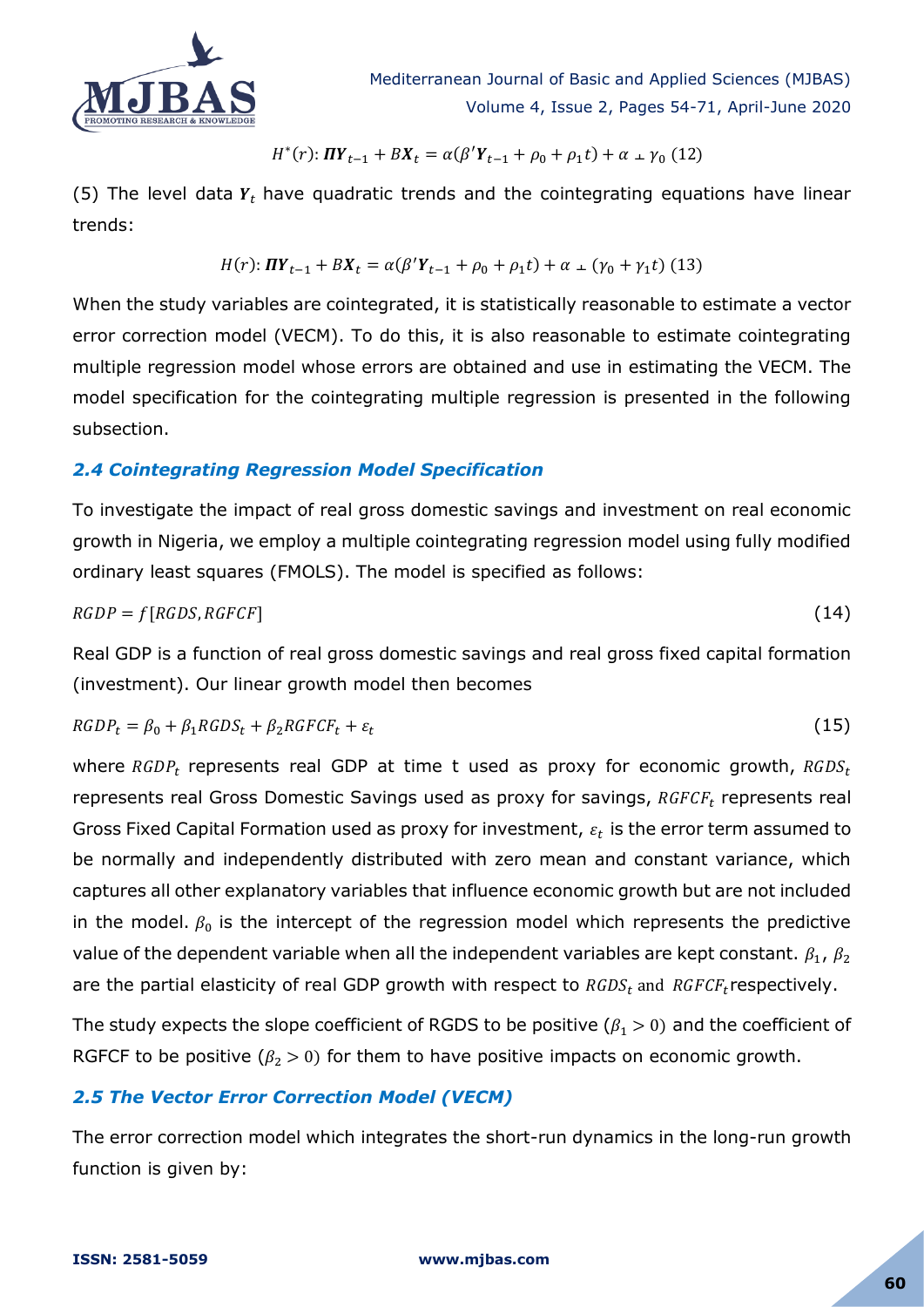$$H^*(r): \boldsymbol{\Pi Y}_{t-1} + B\boldsymbol{X}_t = \alpha(\beta'\boldsymbol{Y}_{t-1} + \rho_0 + \rho_1 t) + \alpha_\perp \gamma_0 \quad (12)$$

(5) The level data $\boldsymbol{Y}_t$ have quadratic trends and the cointegrating equations have linear trends:

$$H(r): \boldsymbol{\Pi Y}_{t-1} + B\boldsymbol{X}_t = \alpha(\beta'\boldsymbol{Y}_{t-1} + \rho_0 + \rho_1 t) + \alpha_\perp(\gamma_0 + \gamma_1 t) \quad (13)$$

When the study variables are cointegrated, it is statistically reasonable to estimate a vector error correction model (VECM). To do this, it is also reasonable to estimate cointegrating multiple regression model whose errors are obtained and use in estimating the VECM. The model specification for the cointegrating multiple regression is presented in the following subsection.

### *2.4 Cointegrating Regression Model Specification*

To investigate the impact of real gross domestic savings and investment on real economic growth in Nigeria, we employ a multiple cointegrating regression model using fully modified ordinary least squares (FMOLS). The model is specified as follows:

$$RGDP = f[RGDS, RGFCF] \quad (14)$$

Real GDP is a function of real gross domestic savings and real gross fixed capital formation (investment). Our linear growth model then becomes

$$RGDP_t = \beta_0 + \beta_1 RGDS_t + \beta_2 RGFCF_t + \varepsilon_t \quad (15)$$

where $RGDP_t$ represents real GDP at time t used as proxy for economic growth, $RGDS_t$ represents real Gross Domestic Savings used as proxy for savings, $RGFCF_t$ represents real Gross Fixed Capital Formation used as proxy for investment, $\varepsilon_t$ is the error term assumed to be normally and independently distributed with zero mean and constant variance, which captures all other explanatory variables that influence economic growth but are not included in the model. $\beta_0$ is the intercept of the regression model which represents the predictive value of the dependent variable when all the independent variables are kept constant. $\beta_1$, $\beta_2$ are the partial elasticity of real GDP growth with respect to $RGDS_t$ and $RGFCF_t$ respectively.

The study expects the slope coefficient of RGDS to be positive ($\beta_1 > 0$) and the coefficient of RGFCF to be positive ($\beta_2 > 0$) for them to have positive impacts on economic growth.

### *2.5 The Vector Error Correction Model (VECM)*

The error correction model which integrates the short-run dynamics in the long-run growth function is given by: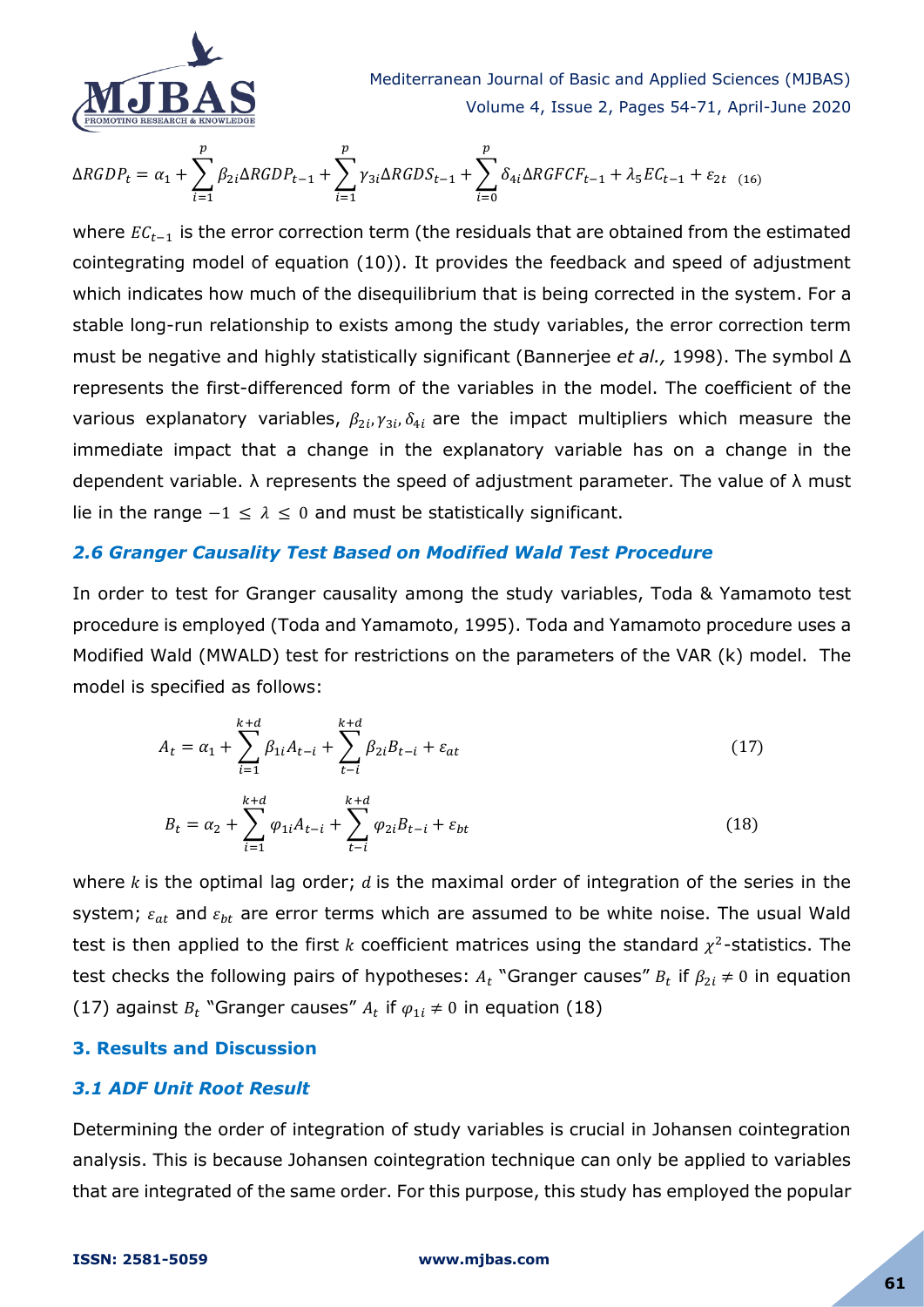$$\Delta RGDP_t = \alpha_1 + \sum_{i=1}^{p} \beta_{2i} \Delta RGDP_{t-1} + \sum_{i=1}^{p} \gamma_{3i} \Delta RGDS_{t-1} + \sum_{i=0}^{p} \delta_{4i} \Delta RGFCF_{t-1} + \lambda_5 EC_{t-1} + \varepsilon_{2t} \quad (16)$$

where $EC_{t-1}$ is the error correction term (the residuals that are obtained from the estimated cointegrating model of equation (10)). It provides the feedback and speed of adjustment which indicates how much of the disequilibrium that is being corrected in the system. For a stable long-run relationship to exists among the study variables, the error correction term must be negative and highly statistically significant (Bannerjee *et al.,* 1998). The symbol Δ represents the first-differenced form of the variables in the model. The coefficient of the various explanatory variables, $\beta_{2i}, \gamma_{3i}, \delta_{4i}$ are the impact multipliers which measure the immediate impact that a change in the explanatory variable has on a change in the dependent variable. λ represents the speed of adjustment parameter. The value of λ must lie in the range $-1 \leq \lambda \leq 0$ and must be statistically significant.

### *2.6 Granger Causality Test Based on Modified Wald Test Procedure*

In order to test for Granger causality among the study variables, Toda & Yamamoto test procedure is employed (Toda and Yamamoto, 1995). Toda and Yamamoto procedure uses a Modified Wald (MWALD) test for restrictions on the parameters of the VAR (k) model. The model is specified as follows:

$$A_t = \alpha_1 + \sum_{i=1}^{k+d} \beta_{1i} A_{t-i} + \sum_{t-i}^{k+d} \beta_{2i} B_{t-i} + \varepsilon_{at} \quad (17)$$

$$B_t = \alpha_2 + \sum_{i=1}^{k+d} \varphi_{1i} A_{t-i} + \sum_{t-i}^{k+d} \varphi_{2i} B_{t-i} + \varepsilon_{bt} \quad (18)$$

where $k$ is the optimal lag order; $d$ is the maximal order of integration of the series in the system; $\varepsilon_{at}$ and $\varepsilon_{bt}$ are error terms which are assumed to be white noise. The usual Wald test is then applied to the first $k$ coefficient matrices using the standard $\chi^2$-statistics. The test checks the following pairs of hypotheses: $A_t$ "Granger causes" $B_t$ if $\beta_{2i} \neq 0$ in equation (17) against $B_t$ "Granger causes" $A_t$ if $\varphi_{1i} \neq 0$ in equation (18)

## 3. Results and Discussion

### *3.1 ADF Unit Root Result*

Determining the order of integration of study variables is crucial in Johansen cointegration analysis. This is because Johansen cointegration technique can only be applied to variables that are integrated of the same order. For this purpose, this study has employed the popular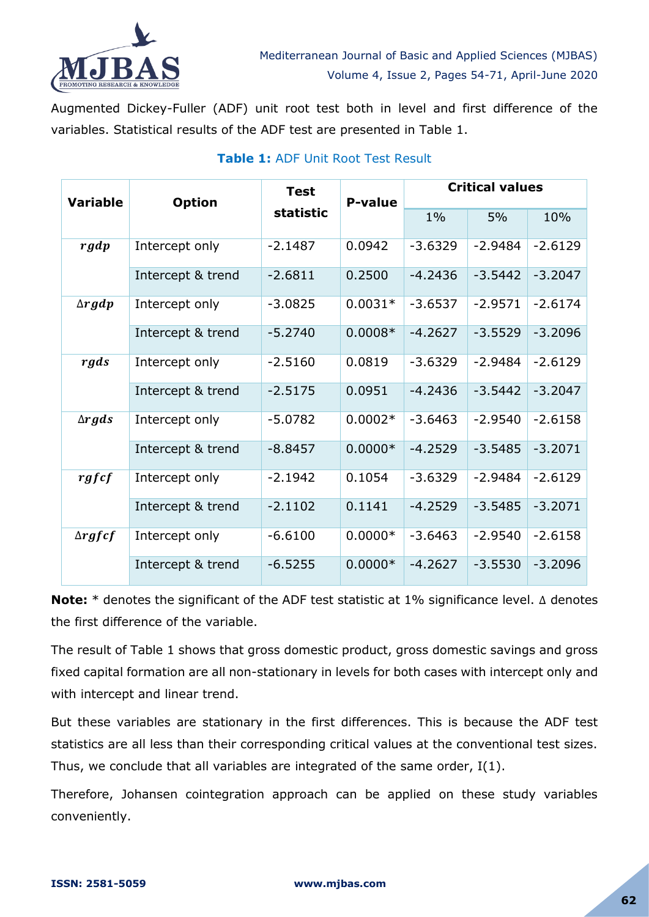Augmented Dickey-Fuller (ADF) unit root test both in level and first difference of the variables. Statistical results of the ADF test are presented in Table 1.

**Table 1:** ADF Unit Root Test Result

| Variable | Option | Test statistic | P-value | Critical values | | |
|---|---|---|---|---|---|---|
| | | | | 1% | 5% | 10% |
| $rgdp$ | Intercept only | -2.1487 | 0.0942 | -3.6329 | -2.9484 | -2.6129 |
| | Intercept & trend | -2.6811 | 0.2500 | -4.2436 | -3.5442 | -3.2047 |
| $\Delta rgdp$ | Intercept only | -3.0825 | 0.0031* | -3.6537 | -2.9571 | -2.6174 |
| | Intercept & trend | -5.2740 | 0.0008* | -4.2627 | -3.5529 | -3.2096 |
| $rgds$ | Intercept only | -2.5160 | 0.0819 | -3.6329 | -2.9484 | -2.6129 |
| | Intercept & trend | -2.5175 | 0.0951 | -4.2436 | -3.5442 | -3.2047 |
| $\Delta rgds$ | Intercept only | -5.0782 | 0.0002* | -3.6463 | -2.9540 | -2.6158 |
| | Intercept & trend | -8.8457 | 0.0000* | -4.2529 | -3.5485 | -3.2071 |
| $rgfcf$ | Intercept only | -2.1942 | 0.1054 | -3.6329 | -2.9484 | -2.6129 |
| | Intercept & trend | -2.1102 | 0.1141 | -4.2529 | -3.5485 | -3.2071 |
| $\Delta rgfcf$ | Intercept only | -6.6100 | 0.0000* | -3.6463 | -2.9540 | -2.6158 |
| | Intercept & trend | -6.5255 | 0.0000* | -4.2627 | -3.5530 | -3.2096 |

**Note:** * denotes the significant of the ADF test statistic at 1% significance level. $\Delta$ denotes the first difference of the variable.

The result of Table 1 shows that gross domestic product, gross domestic savings and gross fixed capital formation are all non-stationary in levels for both cases with intercept only and with intercept and linear trend.

But these variables are stationary in the first differences. This is because the ADF test statistics are all less than their corresponding critical values at the conventional test sizes. Thus, we conclude that all variables are integrated of the same order, I(1).

Therefore, Johansen cointegration approach can be applied on these study variables conveniently.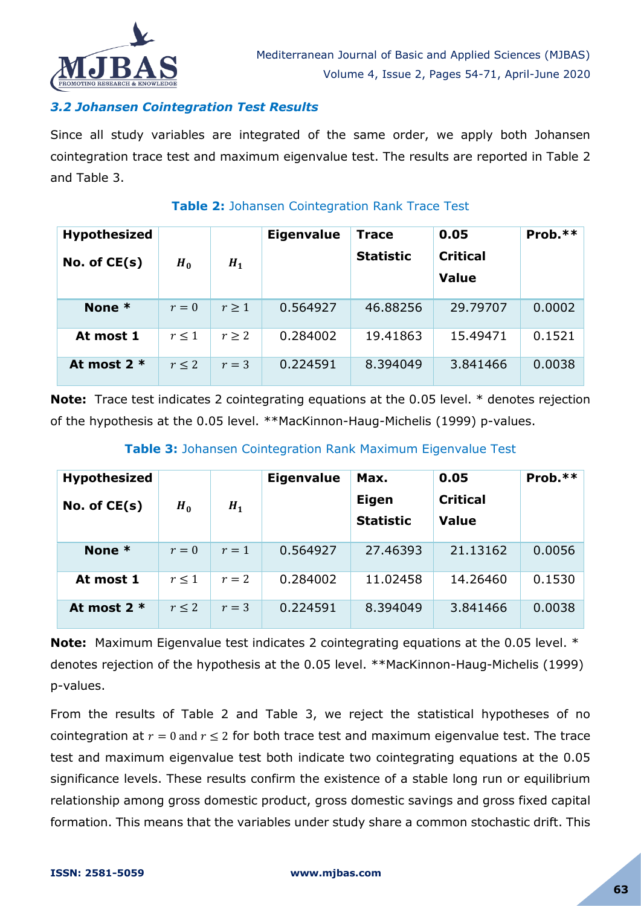### *3.2 Johansen Cointegration Test Results*

Since all study variables are integrated of the same order, we apply both Johansen cointegration trace test and maximum eigenvalue test. The results are reported in Table 2 and Table 3.

**Table 2:** Johansen Cointegration Rank Trace Test

| Hypothesized No. of CE(s) | $H_0$ | $H_1$ | Eigenvalue | Trace Statistic | 0.05 Critical Value | Prob.** |
|---|---|---|---|---|---|---|
| None * | $r = 0$ | $r \geq 1$ | 0.564927 | 46.88256 | 29.79707 | 0.0002 |
| At most 1 | $r \leq 1$ | $r \geq 2$ | 0.284002 | 19.41863 | 15.49471 | 0.1521 |
| At most 2 * | $r \leq 2$ | $r = 3$ | 0.224591 | 8.394049 | 3.841466 | 0.0038 |

**Note:** Trace test indicates 2 cointegrating equations at the 0.05 level. * denotes rejection of the hypothesis at the 0.05 level. **MacKinnon-Haug-Michelis (1999) p-values.

**Table 3:** Johansen Cointegration Rank Maximum Eigenvalue Test

| Hypothesized No. of CE(s) | $H_0$ | $H_1$ | Eigenvalue | Max. Eigen Statistic | 0.05 Critical Value | Prob.** |
|---|---|---|---|---|---|---|
| None * | $r = 0$ | $r = 1$ | 0.564927 | 27.46393 | 21.13162 | 0.0056 |
| At most 1 | $r \leq 1$ | $r = 2$ | 0.284002 | 11.02458 | 14.26460 | 0.1530 |
| At most 2 * | $r \leq 2$ | $r = 3$ | 0.224591 | 8.394049 | 3.841466 | 0.0038 |

**Note:** Maximum Eigenvalue test indicates 2 cointegrating equations at the 0.05 level. * denotes rejection of the hypothesis at the 0.05 level. **MacKinnon-Haug-Michelis (1999) p-values.

From the results of Table 2 and Table 3, we reject the statistical hypotheses of no cointegration at $r = 0$ and $r \leq 2$ for both trace test and maximum eigenvalue test. The trace test and maximum eigenvalue test both indicate two cointegrating equations at the 0.05 significance levels. These results confirm the existence of a stable long run or equilibrium relationship among gross domestic product, gross domestic savings and gross fixed capital formation. This means that the variables under study share a common stochastic drift. This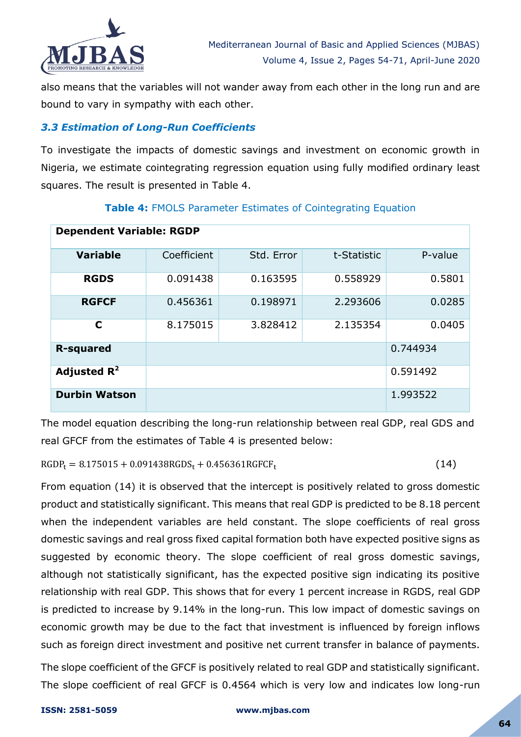also means that the variables will not wander away from each other in the long run and are bound to vary in sympathy with each other.

### *3.3 Estimation of Long-Run Coefficients*

To investigate the impacts of domestic savings and investment on economic growth in Nigeria, we estimate cointegrating regression equation using fully modified ordinary least squares. The result is presented in Table 4.

**Table 4:** FMOLS Parameter Estimates of Cointegrating Equation

| **Dependent Variable: RGDP** | | | | |
|---|---|---|---|---|
| **Variable** | Coefficient | Std. Error | t-Statistic | P-value |
| **RGDS** | 0.091438 | 0.163595 | 0.558929 | 0.5801 |
| **RGFCF** | 0.456361 | 0.198971 | 2.293606 | 0.0285 |
| **C** | 8.175015 | 3.828412 | 2.135354 | 0.0405 |
| **R-squared** | | | | 0.744934 |
| **Adjusted $R^2$** | | | | 0.591492 |
| **Durbin Watson** | | | | 1.993522 |

The model equation describing the long-run relationship between real GDP, real GDS and real GFCF from the estimates of Table 4 is presented below:

$$\mathrm{RGDP}_t = 8.175015 + 0.091438\mathrm{RGDS}_t + 0.456361\mathrm{RGFCF}_t \tag{14}$$

From equation (14) it is observed that the intercept is positively related to gross domestic product and statistically significant. This means that real GDP is predicted to be 8.18 percent when the independent variables are held constant. The slope coefficients of real gross domestic savings and real gross fixed capital formation both have expected positive signs as suggested by economic theory. The slope coefficient of real gross domestic savings, although not statistically significant, has the expected positive sign indicating its positive relationship with real GDP. This shows that for every 1 percent increase in RGDS, real GDP is predicted to increase by 9.14% in the long-run. This low impact of domestic savings on economic growth may be due to the fact that investment is influenced by foreign inflows such as foreign direct investment and positive net current transfer in balance of payments.

The slope coefficient of the GFCF is positively related to real GDP and statistically significant. The slope coefficient of real GFCF is 0.4564 which is very low and indicates low long-run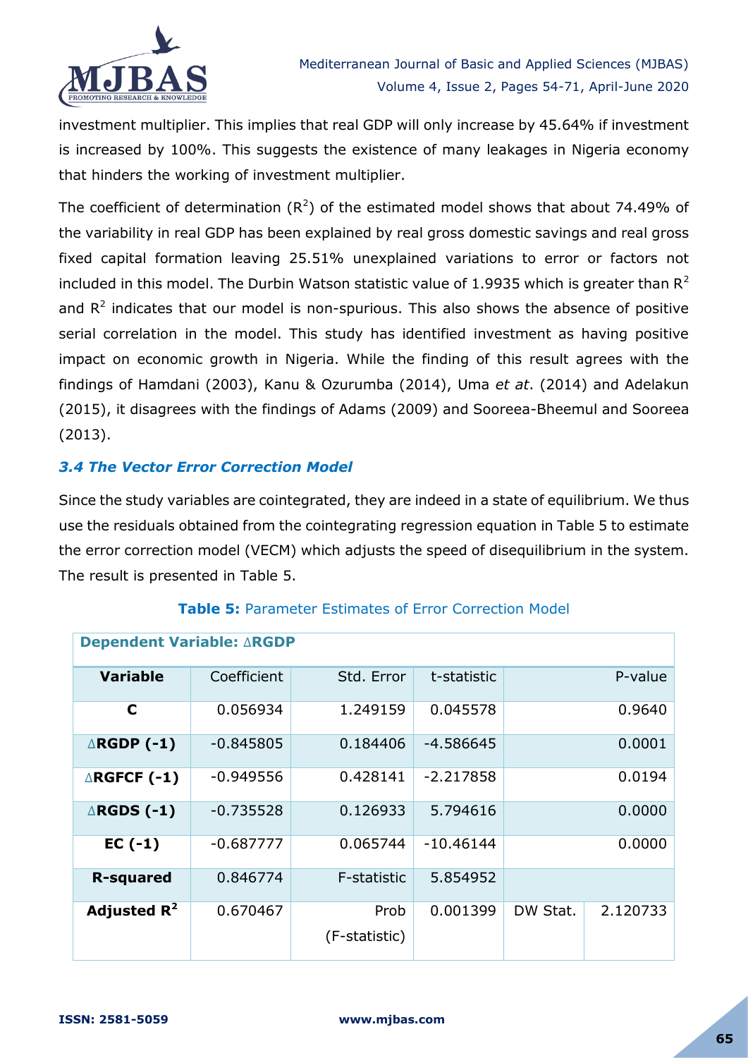investment multiplier. This implies that real GDP will only increase by 45.64% if investment is increased by 100%. This suggests the existence of many leakages in Nigeria economy that hinders the working of investment multiplier.

The coefficient of determination ($R^2$) of the estimated model shows that about 74.49% of the variability in real GDP has been explained by real gross domestic savings and real gross fixed capital formation leaving 25.51% unexplained variations to error or factors not included in this model. The Durbin Watson statistic value of 1.9935 which is greater than $R^2$ and $R^2$ indicates that our model is non-spurious. This also shows the absence of positive serial correlation in the model. This study has identified investment as having positive impact on economic growth in Nigeria. While the finding of this result agrees with the findings of Hamdani (2003), Kanu & Ozurumba (2014), Uma *et at*. (2014) and Adelakun (2015), it disagrees with the findings of Adams (2009) and Sooreea-Bheemul and Sooreea (2013).

### *3.4 The Vector Error Correction Model*

Since the study variables are cointegrated, they are indeed in a state of equilibrium. We thus use the residuals obtained from the cointegrating regression equation in Table 5 to estimate the error correction model (VECM) which adjusts the speed of disequilibrium in the system. The result is presented in Table 5.

**Table 5:** Parameter Estimates of Error Correction Model

| Dependent Variable: ∆RGDP | | | | | |
|---|---|---|---|---|---|
| **Variable** | Coefficient | Std. Error | t-statistic | | P-value |
| **C** | 0.056934 | 1.249159 | 0.045578 | | 0.9640 |
| **∆RGDP (-1)** | -0.845805 | 0.184406 | -4.586645 | | 0.0001 |
| **∆RGFCF (-1)** | -0.949556 | 0.428141 | -2.217858 | | 0.0194 |
| **∆RGDS (-1)** | -0.735528 | 0.126933 | 5.794616 | | 0.0000 |
| **EC (-1)** | -0.687777 | 0.065744 | -10.46144 | | 0.0000 |
| **R-squared** | 0.846774 | F-statistic | 5.854952 | | |
| **Adjusted $R^2$** | 0.670467 | Prob (F-statistic) | 0.001399 | DW Stat. | 2.120733 |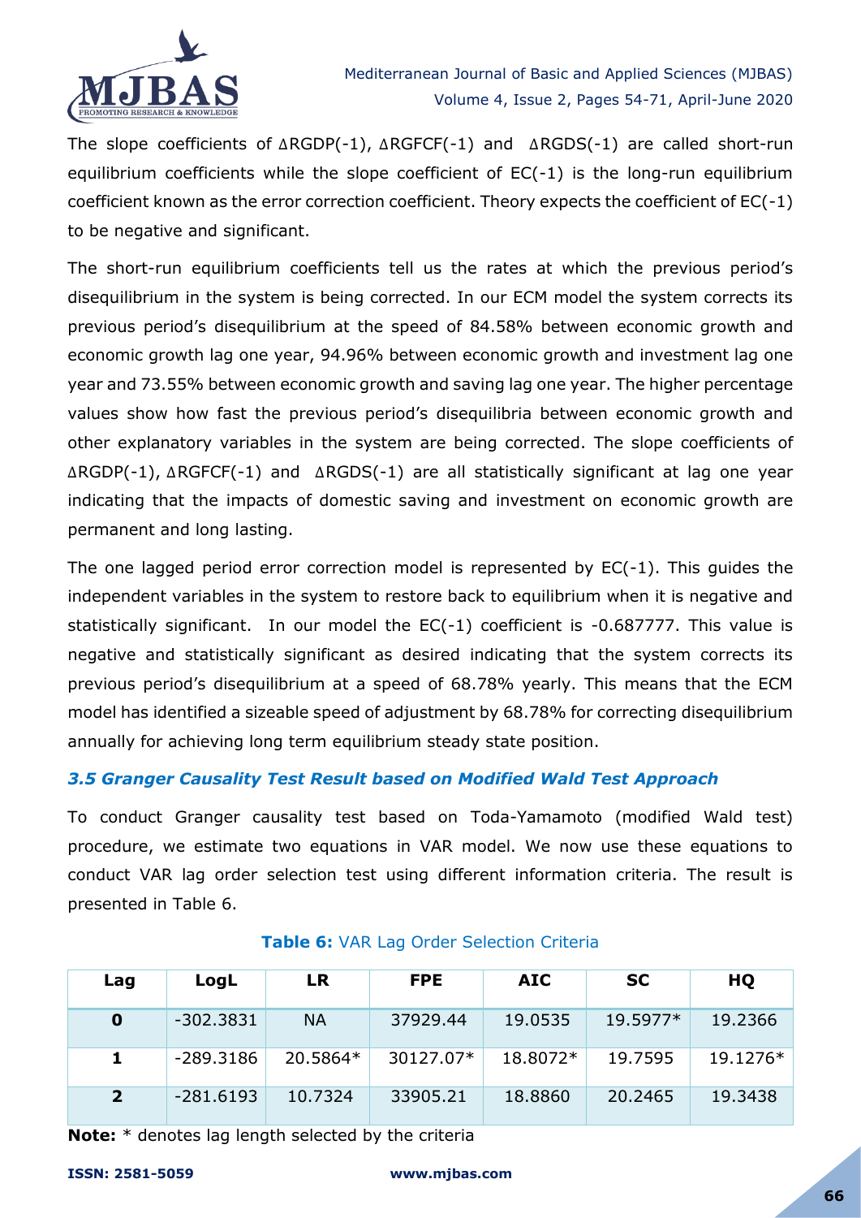The slope coefficients of $\Delta$RGDP(-1), $\Delta$RGFCF(-1) and $\Delta$RGDS(-1) are called short-run equilibrium coefficients while the slope coefficient of EC(-1) is the long-run equilibrium coefficient known as the error correction coefficient. Theory expects the coefficient of EC(-1) to be negative and significant.

The short-run equilibrium coefficients tell us the rates at which the previous period's disequilibrium in the system is being corrected. In our ECM model the system corrects its previous period's disequilibrium at the speed of 84.58% between economic growth and economic growth lag one year, 94.96% between economic growth and investment lag one year and 73.55% between economic growth and saving lag one year. The higher percentage values show how fast the previous period's disequilibria between economic growth and other explanatory variables in the system are being corrected. The slope coefficients of $\Delta$RGDP(-1), $\Delta$RGFCF(-1) and $\Delta$RGDS(-1) are all statistically significant at lag one year indicating that the impacts of domestic saving and investment on economic growth are permanent and long lasting.

The one lagged period error correction model is represented by EC(-1). This guides the independent variables in the system to restore back to equilibrium when it is negative and statistically significant. In our model the EC(-1) coefficient is -0.687777. This value is negative and statistically significant as desired indicating that the system corrects its previous period's disequilibrium at a speed of 68.78% yearly. This means that the ECM model has identified a sizeable speed of adjustment by 68.78% for correcting disequilibrium annually for achieving long term equilibrium steady state position.

### *3.5 Granger Causality Test Result based on Modified Wald Test Approach*

To conduct Granger causality test based on Toda-Yamamoto (modified Wald test) procedure, we estimate two equations in VAR model. We now use these equations to conduct VAR lag order selection test using different information criteria. The result is presented in Table 6.

**Table 6:** VAR Lag Order Selection Criteria

| Lag | LogL | LR | FPE | AIC | SC | HQ |
|---|---|---|---|---|---|---|
| **0** | -302.3831 | NA | 37929.44 | 19.0535 | 19.5977* | 19.2366 |
| **1** | -289.3186 | 20.5864* | 30127.07* | 18.8072* | 19.7595 | 19.1276* |
| **2** | -281.6193 | 10.7324 | 33905.21 | 18.8860 | 20.2465 | 19.3438 |

**Note:** * denotes lag length selected by the criteria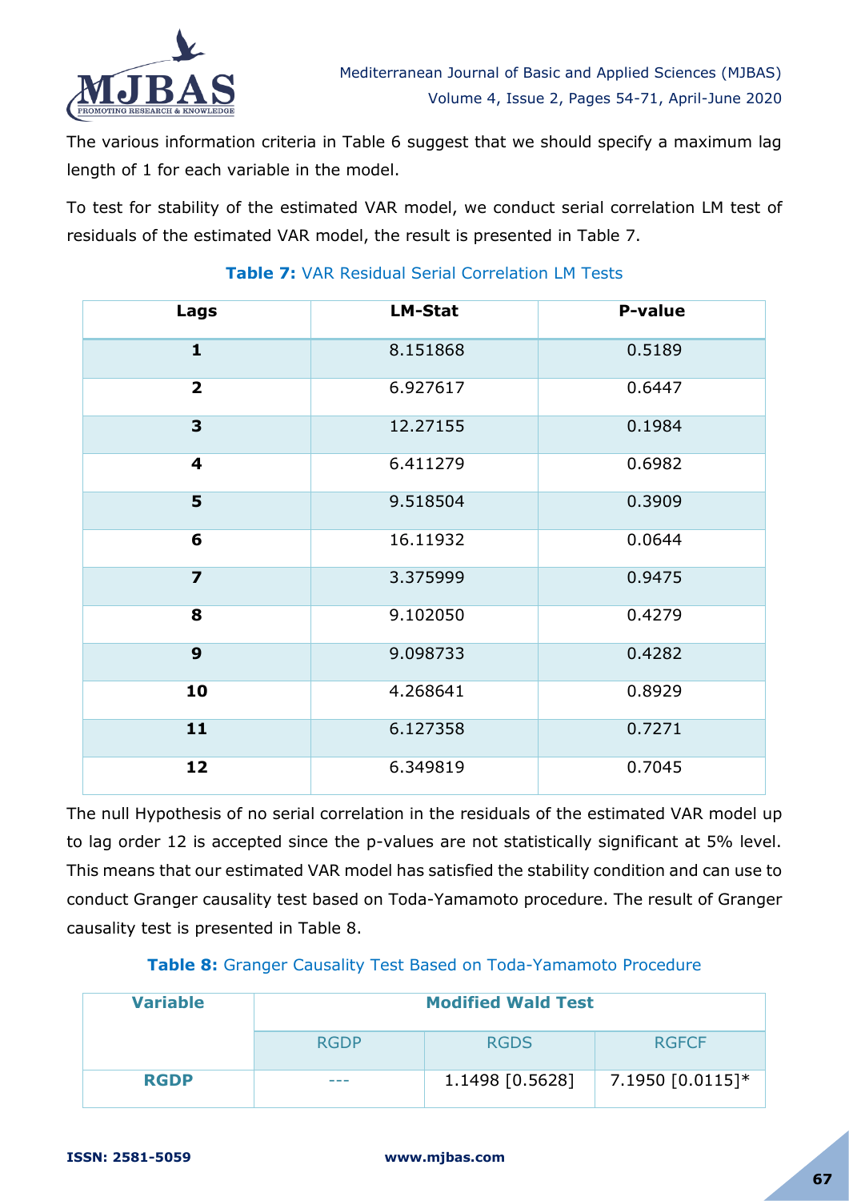The various information criteria in Table 6 suggest that we should specify a maximum lag length of 1 for each variable in the model.

To test for stability of the estimated VAR model, we conduct serial correlation LM test of residuals of the estimated VAR model, the result is presented in Table 7.

**Table 7:** VAR Residual Serial Correlation LM Tests

| Lags | LM-Stat | P-value |
|---|---|---|
| **1** | 8.151868 | 0.5189 |
| **2** | 6.927617 | 0.6447 |
| **3** | 12.27155 | 0.1984 |
| **4** | 6.411279 | 0.6982 |
| **5** | 9.518504 | 0.3909 |
| **6** | 16.11932 | 0.0644 |
| **7** | 3.375999 | 0.9475 |
| **8** | 9.102050 | 0.4279 |
| **9** | 9.098733 | 0.4282 |
| **10** | 4.268641 | 0.8929 |
| **11** | 6.127358 | 0.7271 |
| **12** | 6.349819 | 0.7045 |

The null Hypothesis of no serial correlation in the residuals of the estimated VAR model up to lag order 12 is accepted since the p-values are not statistically significant at 5% level. This means that our estimated VAR model has satisfied the stability condition and can use to conduct Granger causality test based on Toda-Yamamoto procedure. The result of Granger causality test is presented in Table 8.

**Table 8:** Granger Causality Test Based on Toda-Yamamoto Procedure

| Variable | Modified Wald Test | | |
|---|---|---|---|
| | RGDP | RGDS | RGFCF |
| **RGDP** | --- | 1.1498 [0.5628] | 7.1950 [0.0115]* |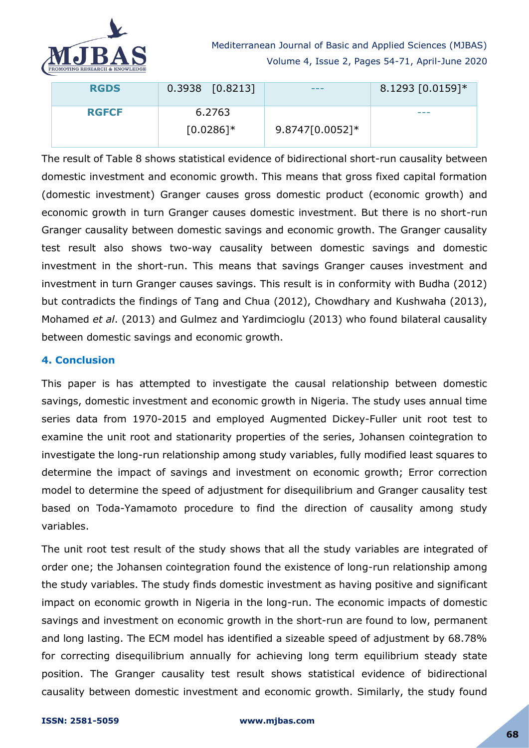| RGDS | 0.3938 [0.8213] | --- | 8.1293 [0.0159]* |
|---|---|---|---|
| RGFCF | 6.2763 [0.0286]* | 9.8747[0.0052]* | --- |

The result of Table 8 shows statistical evidence of bidirectional short-run causality between domestic investment and economic growth. This means that gross fixed capital formation (domestic investment) Granger causes gross domestic product (economic growth) and economic growth in turn Granger causes domestic investment. But there is no short-run Granger causality between domestic savings and economic growth. The Granger causality test result also shows two-way causality between domestic savings and domestic investment in the short-run. This means that savings Granger causes investment and investment in turn Granger causes savings. This result is in conformity with Budha (2012) but contradicts the findings of Tang and Chua (2012), Chowdhary and Kushwaha (2013), Mohamed *et al*. (2013) and Gulmez and Yardimcioglu (2013) who found bilateral causality between domestic savings and economic growth.

## 4. Conclusion

This paper is has attempted to investigate the causal relationship between domestic savings, domestic investment and economic growth in Nigeria. The study uses annual time series data from 1970-2015 and employed Augmented Dickey-Fuller unit root test to examine the unit root and stationarity properties of the series, Johansen cointegration to investigate the long-run relationship among study variables, fully modified least squares to determine the impact of savings and investment on economic growth; Error correction model to determine the speed of adjustment for disequilibrium and Granger causality test based on Toda-Yamamoto procedure to find the direction of causality among study variables.

The unit root test result of the study shows that all the study variables are integrated of order one; the Johansen cointegration found the existence of long-run relationship among the study variables. The study finds domestic investment as having positive and significant impact on economic growth in Nigeria in the long-run. The economic impacts of domestic savings and investment on economic growth in the short-run are found to low, permanent and long lasting. The ECM model has identified a sizeable speed of adjustment by 68.78% for correcting disequilibrium annually for achieving long term equilibrium steady state position. The Granger causality test result shows statistical evidence of bidirectional causality between domestic investment and economic growth. Similarly, the study found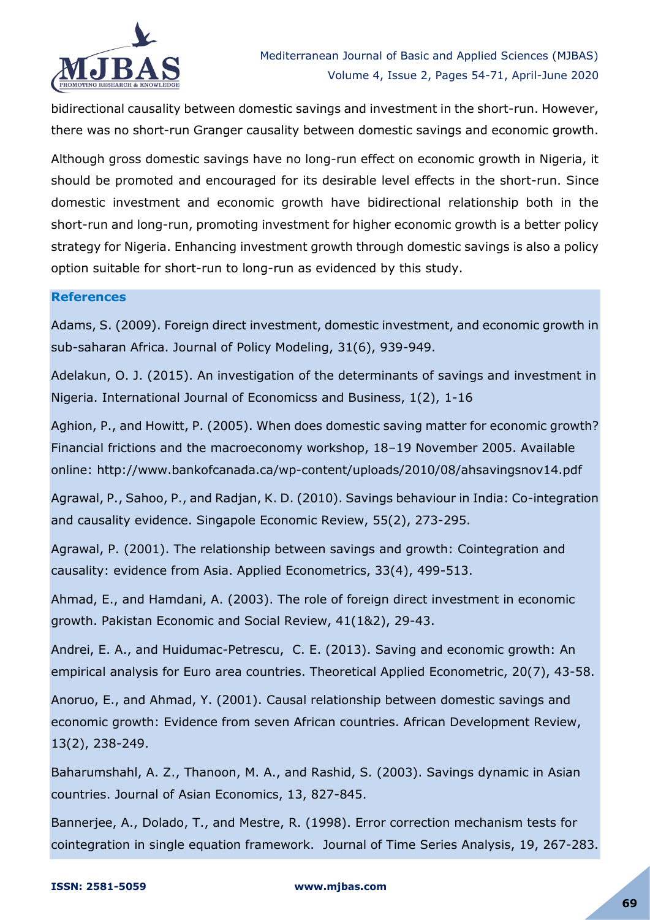bidirectional causality between domestic savings and investment in the short-run. However, there was no short-run Granger causality between domestic savings and economic growth.

Although gross domestic savings have no long-run effect on economic growth in Nigeria, it should be promoted and encouraged for its desirable level effects in the short-run. Since domestic investment and economic growth have bidirectional relationship both in the short-run and long-run, promoting investment for higher economic growth is a better policy strategy for Nigeria. Enhancing investment growth through domestic savings is also a policy option suitable for short-run to long-run as evidenced by this study.

### References

Adams, S. (2009). Foreign direct investment, domestic investment, and economic growth in sub-saharan Africa. Journal of Policy Modeling, 31(6), 939-949.

Adelakun, O. J. (2015). An investigation of the determinants of savings and investment in Nigeria. International Journal of Economicss and Business, 1(2), 1-16

Aghion, P., and Howitt, P. (2005). When does domestic saving matter for economic growth? Financial frictions and the macroeconomy workshop, 18–19 November 2005. Available online: http://www.bankofcanada.ca/wp-content/uploads/2010/08/ahsavingsnov14.pdf

Agrawal, P., Sahoo, P., and Radjan, K. D. (2010). Savings behaviour in India: Co-integration and causality evidence. Singapole Economic Review, 55(2), 273-295.

Agrawal, P. (2001). The relationship between savings and growth: Cointegration and causality: evidence from Asia. Applied Econometrics, 33(4), 499-513.

Ahmad, E., and Hamdani, A. (2003). The role of foreign direct investment in economic growth. Pakistan Economic and Social Review, 41(1&2), 29-43.

Andrei, E. A., and Huidumac-Petrescu, C. E. (2013). Saving and economic growth: An empirical analysis for Euro area countries. Theoretical Applied Econometric, 20(7), 43-58.

Anoruo, E., and Ahmad, Y. (2001). Causal relationship between domestic savings and economic growth: Evidence from seven African countries. African Development Review, 13(2), 238-249.

Baharumshahl, A. Z., Thanoon, M. A., and Rashid, S. (2003). Savings dynamic in Asian countries. Journal of Asian Economics, 13, 827-845.

Bannerjee, A., Dolado, T., and Mestre, R. (1998). Error correction mechanism tests for cointegration in single equation framework. Journal of Time Series Analysis, 19, 267-283.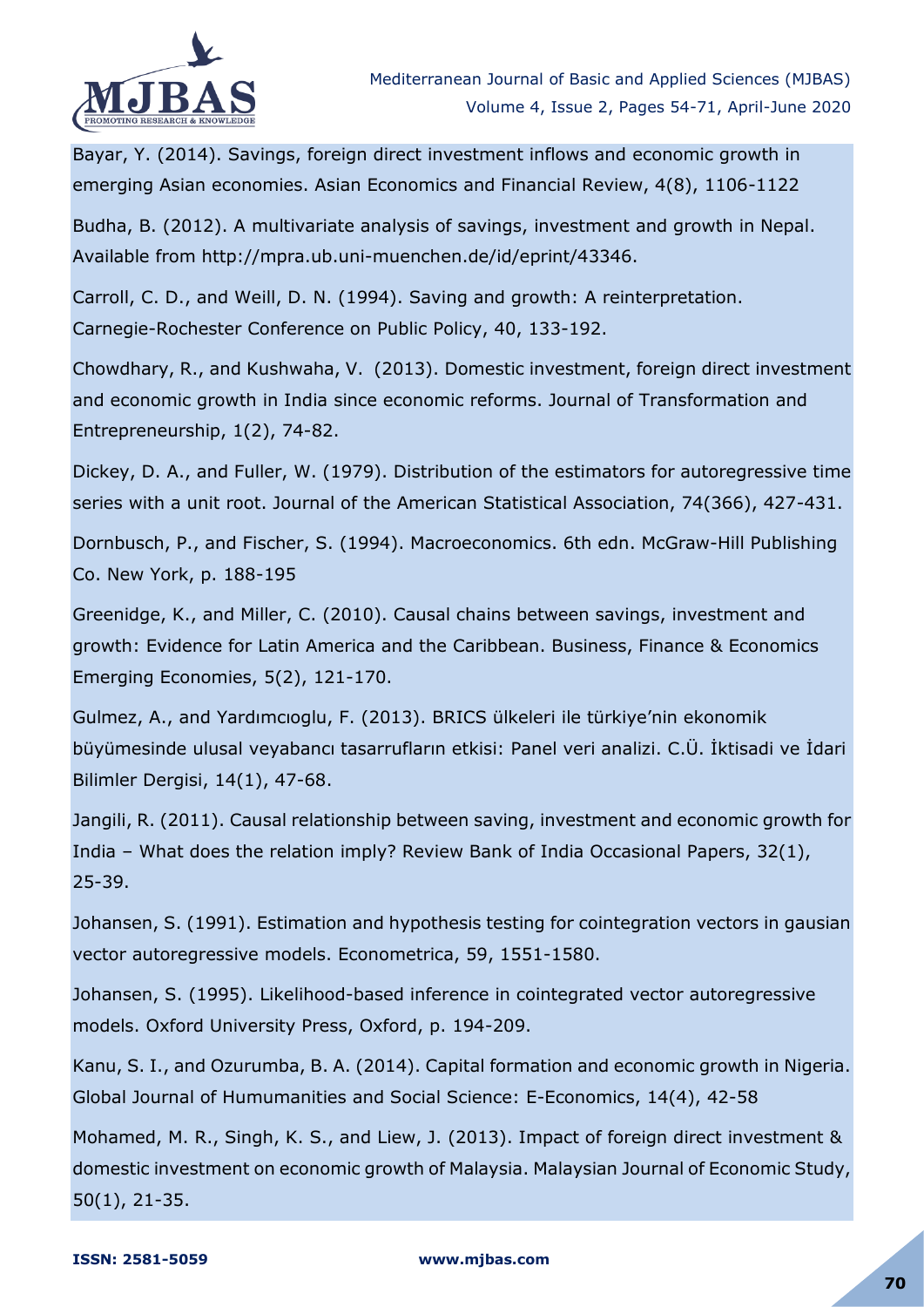Bayar, Y. (2014). Savings, foreign direct investment inflows and economic growth in emerging Asian economies. Asian Economics and Financial Review, 4(8), 1106-1122

Budha, B. (2012). A multivariate analysis of savings, investment and growth in Nepal. Available from http://mpra.ub.uni-muenchen.de/id/eprint/43346.

Carroll, C. D., and Weill, D. N. (1994). Saving and growth: A reinterpretation. Carnegie-Rochester Conference on Public Policy, 40, 133-192.

Chowdhary, R., and Kushwaha, V. (2013). Domestic investment, foreign direct investment and economic growth in India since economic reforms. Journal of Transformation and Entrepreneurship, 1(2), 74-82.

Dickey, D. A., and Fuller, W. (1979). Distribution of the estimators for autoregressive time series with a unit root. Journal of the American Statistical Association, 74(366), 427-431.

Dornbusch, P., and Fischer, S. (1994). Macroeconomics. 6th edn. McGraw-Hill Publishing Co. New York, p. 188-195

Greenidge, K., and Miller, C. (2010). Causal chains between savings, investment and growth: Evidence for Latin America and the Caribbean. Business, Finance & Economics Emerging Economies, 5(2), 121-170.

Gulmez, A., and Yardımcıoglu, F. (2013). BRICS ülkeleri ile türkiye'nin ekonomik büyümesinde ulusal veyabancı tasarrufların etkisi: Panel veri analizi. C.Ü. İktisadi ve İdari Bilimler Dergisi, 14(1), 47-68.

Jangili, R. (2011). Causal relationship between saving, investment and economic growth for India – What does the relation imply? Review Bank of India Occasional Papers, 32(1), 25-39.

Johansen, S. (1991). Estimation and hypothesis testing for cointegration vectors in gausian vector autoregressive models. Econometrica, 59, 1551-1580.

Johansen, S. (1995). Likelihood-based inference in cointegrated vector autoregressive models. Oxford University Press, Oxford, p. 194-209.

Kanu, S. I., and Ozurumba, B. A. (2014). Capital formation and economic growth in Nigeria. Global Journal of Humumanities and Social Science: E-Economics, 14(4), 42-58

Mohamed, M. R., Singh, K. S., and Liew, J. (2013). Impact of foreign direct investment & domestic investment on economic growth of Malaysia. Malaysian Journal of Economic Study, 50(1), 21-35.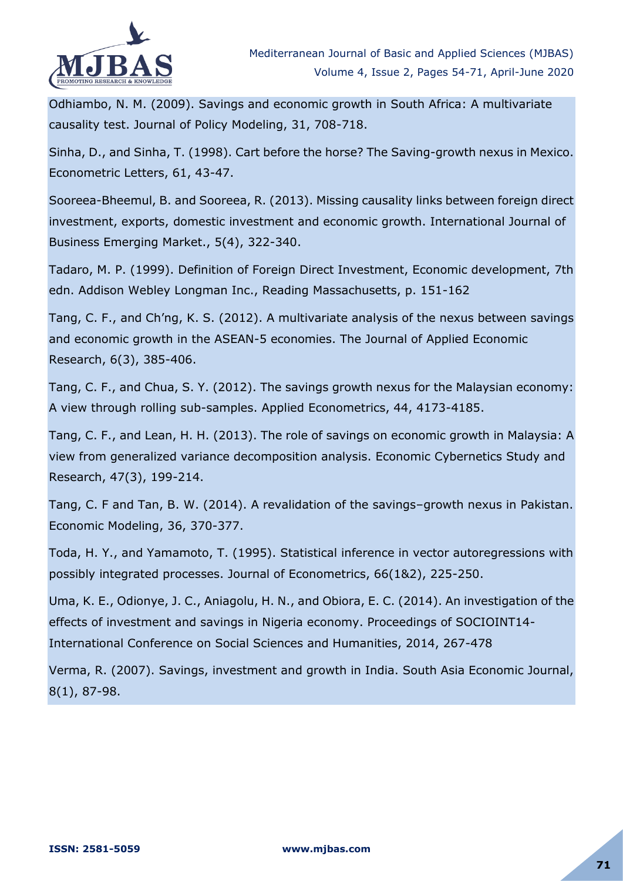Odhiambo, N. M. (2009). Savings and economic growth in South Africa: A multivariate causality test. Journal of Policy Modeling, 31, 708-718.

Sinha, D., and Sinha, T. (1998). Cart before the horse? The Saving-growth nexus in Mexico. Econometric Letters, 61, 43-47.

Sooreea-Bheemul, B. and Sooreea, R. (2013). Missing causality links between foreign direct investment, exports, domestic investment and economic growth. International Journal of Business Emerging Market., 5(4), 322-340.

Tadaro, M. P. (1999). Definition of Foreign Direct Investment, Economic development, 7th edn. Addison Webley Longman Inc., Reading Massachusetts, p. 151-162

Tang, C. F., and Ch'ng, K. S. (2012). A multivariate analysis of the nexus between savings and economic growth in the ASEAN-5 economies. The Journal of Applied Economic Research, 6(3), 385-406.

Tang, C. F., and Chua, S. Y. (2012). The savings growth nexus for the Malaysian economy: A view through rolling sub-samples. Applied Econometrics, 44, 4173-4185.

Tang, C. F., and Lean, H. H. (2013). The role of savings on economic growth in Malaysia: A view from generalized variance decomposition analysis. Economic Cybernetics Study and Research, 47(3), 199-214.

Tang, C. F and Tan, B. W. (2014). A revalidation of the savings–growth nexus in Pakistan. Economic Modeling, 36, 370-377.

Toda, H. Y., and Yamamoto, T. (1995). Statistical inference in vector autoregressions with possibly integrated processes. Journal of Econometrics, 66(1&2), 225-250.

Uma, K. E., Odionye, J. C., Aniagolu, H. N., and Obiora, E. C. (2014). An investigation of the effects of investment and savings in Nigeria economy. Proceedings of SOCIOINT14-International Conference on Social Sciences and Humanities, 2014, 267-478

Verma, R. (2007). Savings, investment and growth in India. South Asia Economic Journal, 8(1), 87-98.